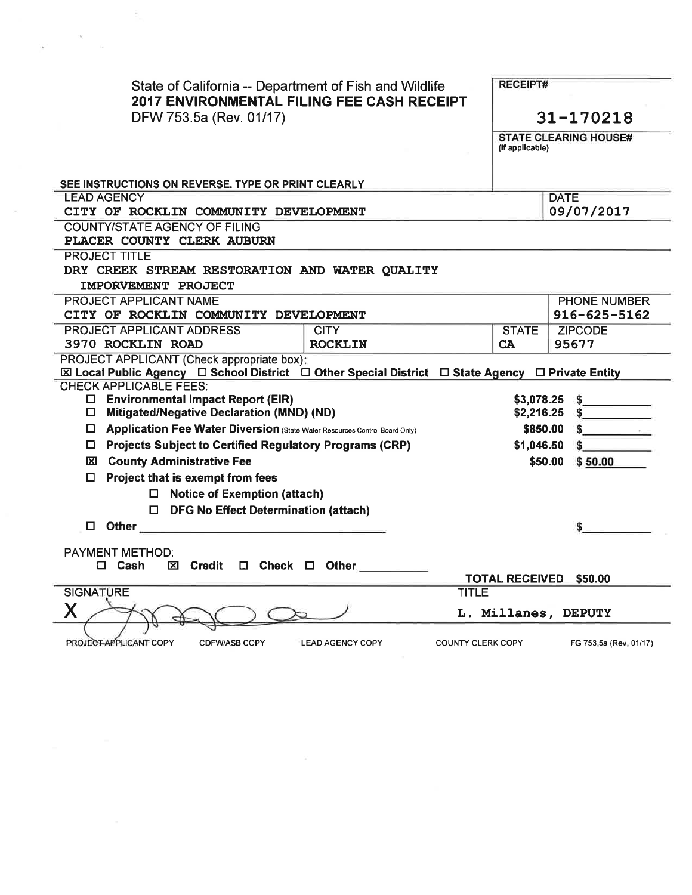State of California -- Department of Fish and Wildlife
**2017 ENVIRONMENTAL FILING FEE CASH RECEIPT**
DFW 753.5a (Rev. 01/17)

**RECEIPT#** 31-170218

**STATE CLEARING HOUSE#** (if applicable)

SEE INSTRUCTIONS ON REVERSE. TYPE OR PRINT CLEARLY

| LEAD AGENCY | DATE |
|---|---|
| CITY OF ROCKLIN COMMUNITY DEVELOPMENT | 09/07/2017 |

COUNTY/STATE AGENCY OF FILING
PLACER COUNTY CLERK AUBURN

PROJECT TITLE
DRY CREEK STREAM RESTORATION AND WATER QUALITY IMPORVEMENT PROJECT

| PROJECT APPLICANT NAME | | | PHONE NUMBER |
|---|---|---|---|
| CITY OF ROCKLIN COMMUNITY DEVELOPMENT | | | 916-625-5162 |
| **PROJECT APPLICANT ADDRESS** | **CITY** | **STATE** | **ZIPCODE** |
| 3970 ROCKLIN ROAD | ROCKLIN | CA | 95677 |

PROJECT APPLICANT (Check appropriate box):
☒ Local Public Agency ☐ School District ☐ Other Special District ☐ State Agency ☐ Private Entity

CHECK APPLICABLE FEES:

| Fee | Rate | Amount |
|---|---|---|
| ☐ Environmental Impact Report (EIR) | $3,078.25 | $ |
| ☐ Mitigated/Negative Declaration (MND) (ND) | $2,216.25 | $ |
| ☐ Application Fee Water Diversion (State Water Resources Control Board Only) | $850.00 | $ |
| ☐ Projects Subject to Certified Regulatory Programs (CRP) | $1,046.50 | $ |
| ☒ County Administrative Fee | $50.00 | $ 50.00 |
| ☐ Project that is exempt from fees | | |
| ☐ Notice of Exemption (attach) | | |
| ☐ DFG No Effect Determination (attach) | | |
| ☐ Other | | $ |

PAYMENT METHOD:
☐ Cash ☒ Credit ☐ Check ☐ Other

**TOTAL RECEIVED** $50.00

| SIGNATURE | TITLE |
|---|---|
| X [signature] | L. Millanes, DEPUTY |

PROJECT APPLICANT COPY CDFW/ASB COPY LEAD AGENCY COPY COUNTY CLERK COPY FG 753.5a (Rev. 01/17)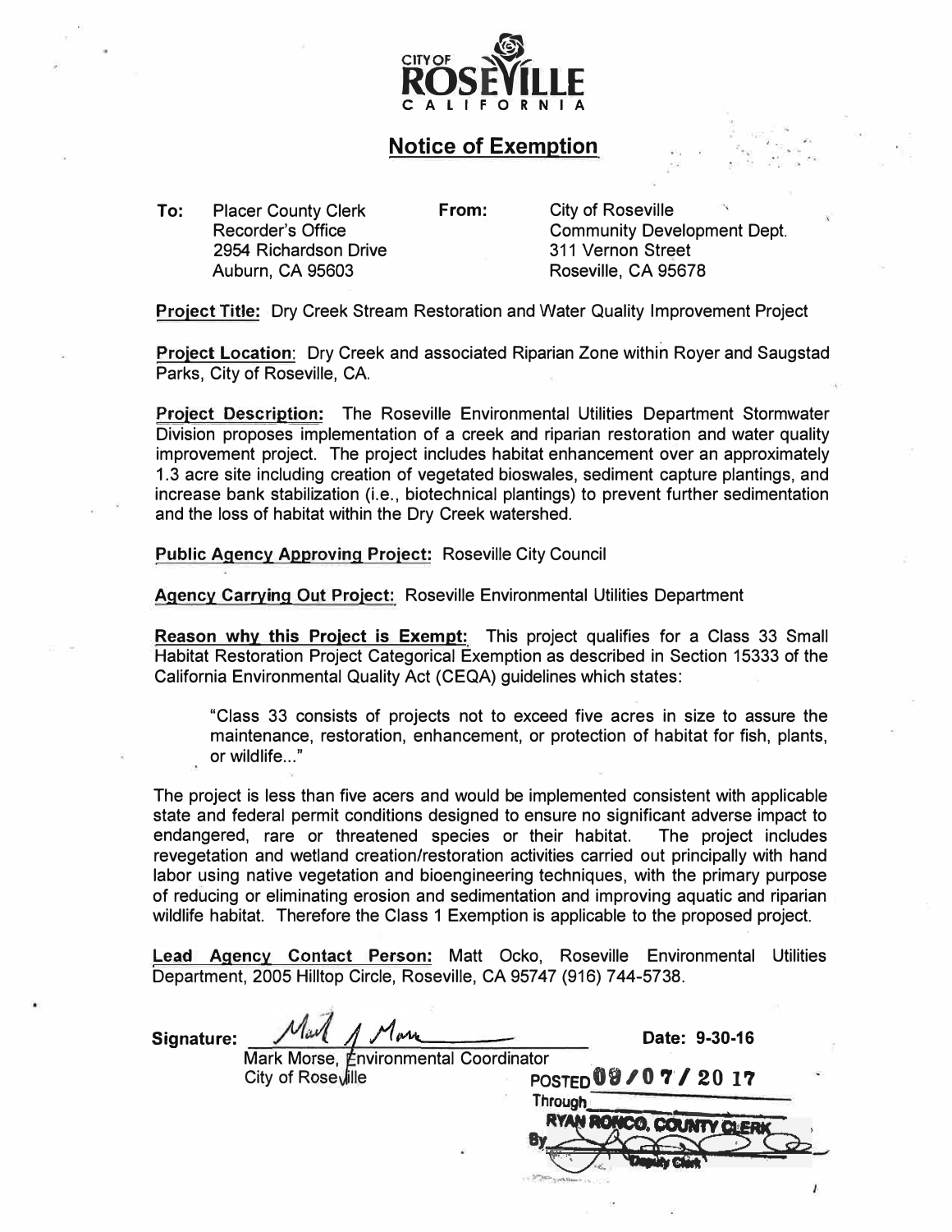CITY OF
ROSEVILLE
CALIFORNIA

## Notice of Exemption

**To:** Placer County Clerk
Recorder's Office
2954 Richardson Drive
Auburn, CA 95603

**From:** City of Roseville
Community Development Dept.
311 Vernon Street
Roseville, CA 95678

**Project Title:** Dry Creek Stream Restoration and Water Quality Improvement Project

**Project Location**: Dry Creek and associated Riparian Zone within Royer and Saugstad Parks, City of Roseville, CA.

**Project Description:** The Roseville Environmental Utilities Department Stormwater Division proposes implementation of a creek and riparian restoration and water quality improvement project. The project includes habitat enhancement over an approximately 1.3 acre site including creation of vegetated bioswales, sediment capture plantings, and increase bank stabilization (i.e., biotechnical plantings) to prevent further sedimentation and the loss of habitat within the Dry Creek watershed.

**Public Agency Approving Project:** Roseville City Council

**Agency Carrying Out Project:** Roseville Environmental Utilities Department

**Reason why this Project is Exempt:** This project qualifies for a Class 33 Small Habitat Restoration Project Categorical Exemption as described in Section 15333 of the California Environmental Quality Act (CEQA) guidelines which states:

> "Class 33 consists of projects not to exceed five acres in size to assure the maintenance, restoration, enhancement, or protection of habitat for fish, plants, or wildlife..."

The project is less than five acers and would be implemented consistent with applicable state and federal permit conditions designed to ensure no significant adverse impact to endangered, rare or threatened species or their habitat. The project includes revegetation and wetland creation/restoration activities carried out principally with hand labor using native vegetation and bioengineering techniques, with the primary purpose of reducing or eliminating erosion and sedimentation and improving aquatic and riparian wildlife habitat. Therefore the Class 1 Exemption is applicable to the proposed project.

**Lead Agency Contact Person:** Matt Ocko, Roseville Environmental Utilities Department, 2005 Hilltop Circle, Roseville, CA 95747 (916) 744-5738.

**Signature:** Mark Morse, Environmental Coordinator
City of Roseville

**Date: 9-30-16**

POSTED 09 / 07 / 20 17
Through
RYAN RONCO, COUNTY CLERK
By
Deputy Clerk